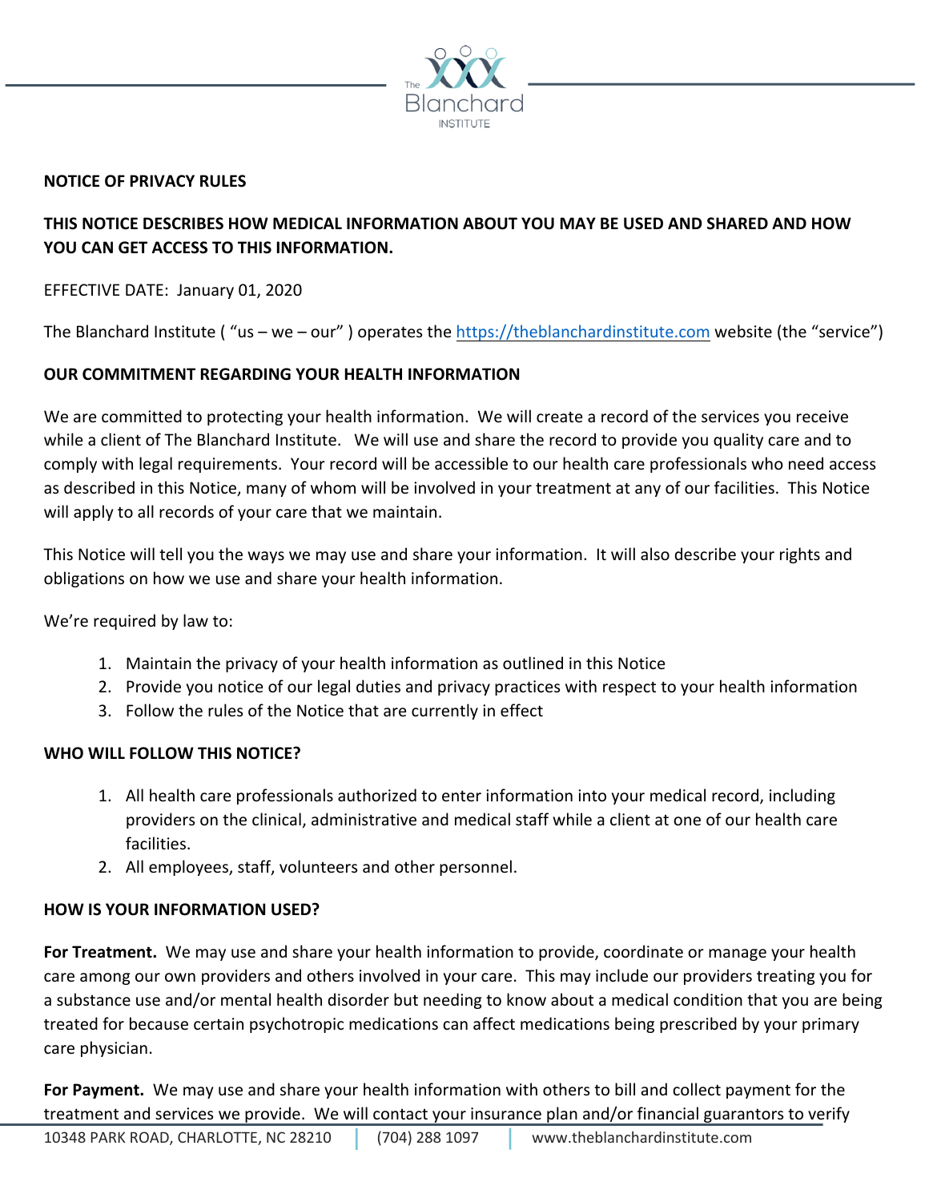**NOTICE OF PRIVACY RULES**

**THIS NOTICE DESCRIBES HOW MEDICAL INFORMATION ABOUT YOU MAY BE USED AND SHARED AND HOW YOU CAN GET ACCESS TO THIS INFORMATION.**

EFFECTIVE DATE: January 01, 2020

The Blanchard Institute ( "us – we – our" ) operates the https://theblanchardinstitute.com website (the "service")

**OUR COMMITMENT REGARDING YOUR HEALTH INFORMATION**

We are committed to protecting your health information. We will create a record of the services you receive while a client of The Blanchard Institute. We will use and share the record to provide you quality care and to comply with legal requirements. Your record will be accessible to our health care professionals who need access as described in this Notice, many of whom will be involved in your treatment at any of our facilities. This Notice will apply to all records of your care that we maintain.

This Notice will tell you the ways we may use and share your information. It will also describe your rights and obligations on how we use and share your health information.

We're required by law to:

1. Maintain the privacy of your health information as outlined in this Notice
2. Provide you notice of our legal duties and privacy practices with respect to your health information
3. Follow the rules of the Notice that are currently in effect

**WHO WILL FOLLOW THIS NOTICE?**

1. All health care professionals authorized to enter information into your medical record, including providers on the clinical, administrative and medical staff while a client at one of our health care facilities.
2. All employees, staff, volunteers and other personnel.

**HOW IS YOUR INFORMATION USED?**

**For Treatment.** We may use and share your health information to provide, coordinate or manage your health care among our own providers and others involved in your care. This may include our providers treating you for a substance use and/or mental health disorder but needing to know about a medical condition that you are being treated for because certain psychotropic medications can affect medications being prescribed by your primary care physician.

**For Payment.** We may use and share your health information with others to bill and collect payment for the treatment and services we provide. We will contact your insurance plan and/or financial guarantors to verify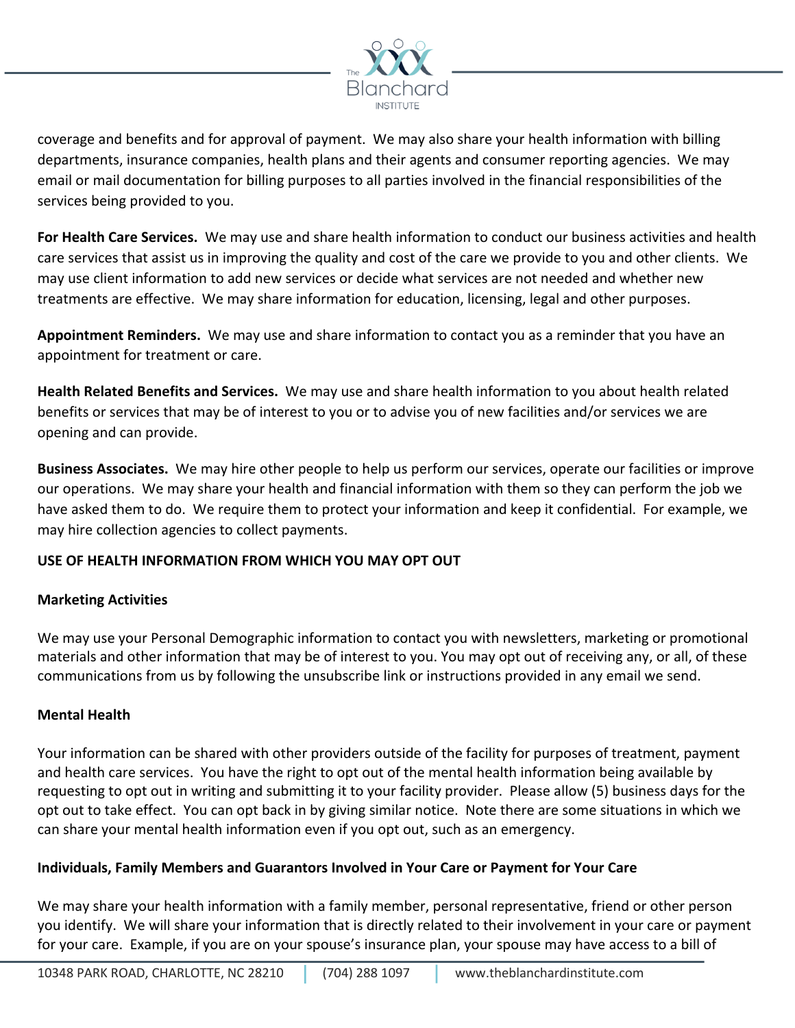coverage and benefits and for approval of payment. We may also share your health information with billing departments, insurance companies, health plans and their agents and consumer reporting agencies. We may email or mail documentation for billing purposes to all parties involved in the financial responsibilities of the services being provided to you.

**For Health Care Services.** We may use and share health information to conduct our business activities and health care services that assist us in improving the quality and cost of the care we provide to you and other clients. We may use client information to add new services or decide what services are not needed and whether new treatments are effective. We may share information for education, licensing, legal and other purposes.

**Appointment Reminders.** We may use and share information to contact you as a reminder that you have an appointment for treatment or care.

**Health Related Benefits and Services.** We may use and share health information to you about health related benefits or services that may be of interest to you or to advise you of new facilities and/or services we are opening and can provide.

**Business Associates.** We may hire other people to help us perform our services, operate our facilities or improve our operations. We may share your health and financial information with them so they can perform the job we have asked them to do. We require them to protect your information and keep it confidential. For example, we may hire collection agencies to collect payments.

**USE OF HEALTH INFORMATION FROM WHICH YOU MAY OPT OUT**

**Marketing Activities**

We may use your Personal Demographic information to contact you with newsletters, marketing or promotional materials and other information that may be of interest to you. You may opt out of receiving any, or all, of these communications from us by following the unsubscribe link or instructions provided in any email we send.

**Mental Health**

Your information can be shared with other providers outside of the facility for purposes of treatment, payment and health care services. You have the right to opt out of the mental health information being available by requesting to opt out in writing and submitting it to your facility provider. Please allow (5) business days for the opt out to take effect. You can opt back in by giving similar notice. Note there are some situations in which we can share your mental health information even if you opt out, such as an emergency.

**Individuals, Family Members and Guarantors Involved in Your Care or Payment for Your Care**

We may share your health information with a family member, personal representative, friend or other person you identify. We will share your information that is directly related to their involvement in your care or payment for your care. Example, if you are on your spouse's insurance plan, your spouse may have access to a bill of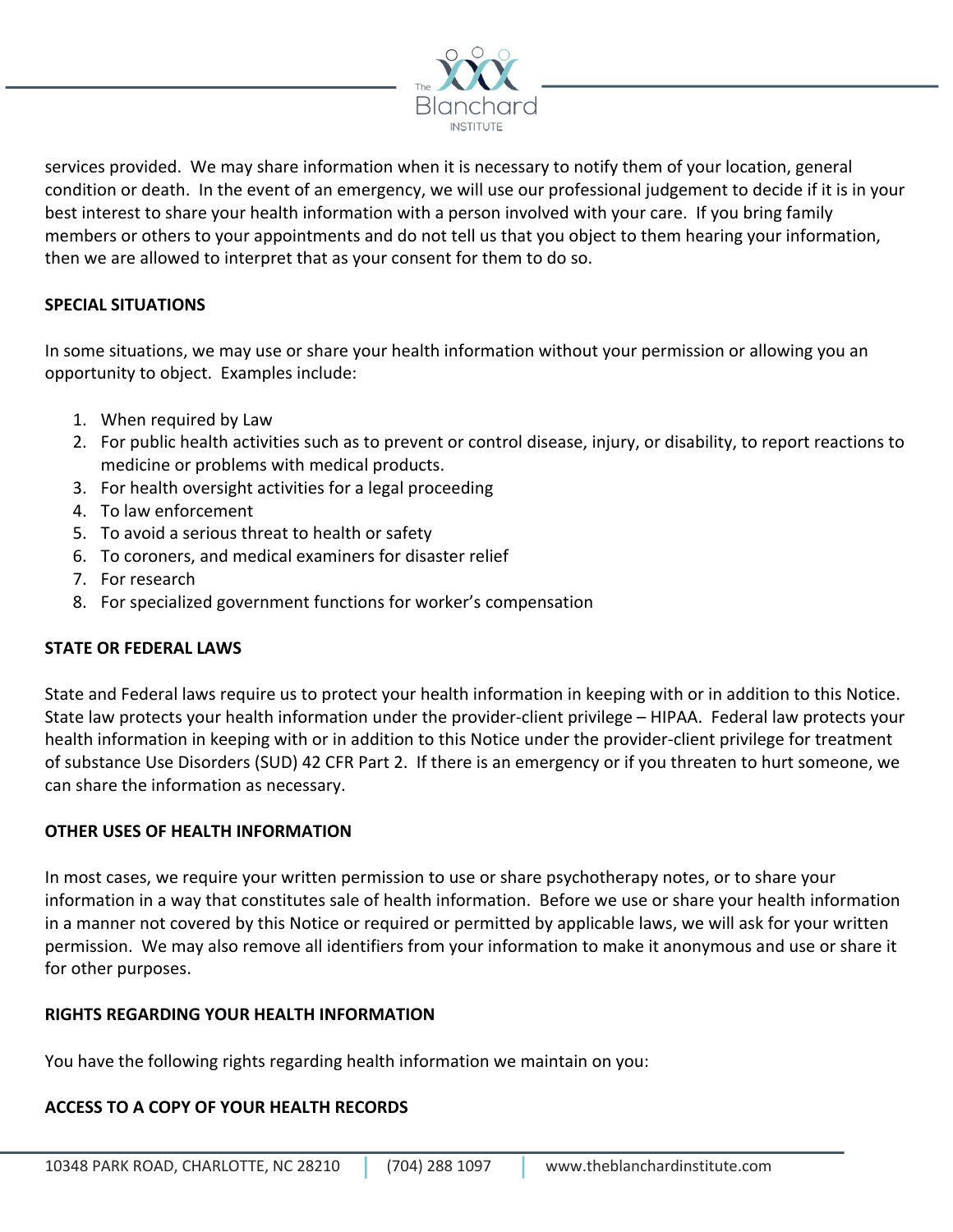services provided. We may share information when it is necessary to notify them of your location, general condition or death. In the event of an emergency, we will use our professional judgement to decide if it is in your best interest to share your health information with a person involved with your care. If you bring family members or others to your appointments and do not tell us that you object to them hearing your information, then we are allowed to interpret that as your consent for them to do so.

**SPECIAL SITUATIONS**

In some situations, we may use or share your health information without your permission or allowing you an opportunity to object. Examples include:

1. When required by Law
2. For public health activities such as to prevent or control disease, injury, or disability, to report reactions to medicine or problems with medical products.
3. For health oversight activities for a legal proceeding
4. To law enforcement
5. To avoid a serious threat to health or safety
6. To coroners, and medical examiners for disaster relief
7. For research
8. For specialized government functions for worker's compensation

**STATE OR FEDERAL LAWS**

State and Federal laws require us to protect your health information in keeping with or in addition to this Notice. State law protects your health information under the provider-client privilege – HIPAA. Federal law protects your health information in keeping with or in addition to this Notice under the provider-client privilege for treatment of substance Use Disorders (SUD) 42 CFR Part 2. If there is an emergency or if you threaten to hurt someone, we can share the information as necessary.

**OTHER USES OF HEALTH INFORMATION**

In most cases, we require your written permission to use or share psychotherapy notes, or to share your information in a way that constitutes sale of health information. Before we use or share your health information in a manner not covered by this Notice or required or permitted by applicable laws, we will ask for your written permission. We may also remove all identifiers from your information to make it anonymous and use or share it for other purposes.

**RIGHTS REGARDING YOUR HEALTH INFORMATION**

You have the following rights regarding health information we maintain on you:

**ACCESS TO A COPY OF YOUR HEALTH RECORDS**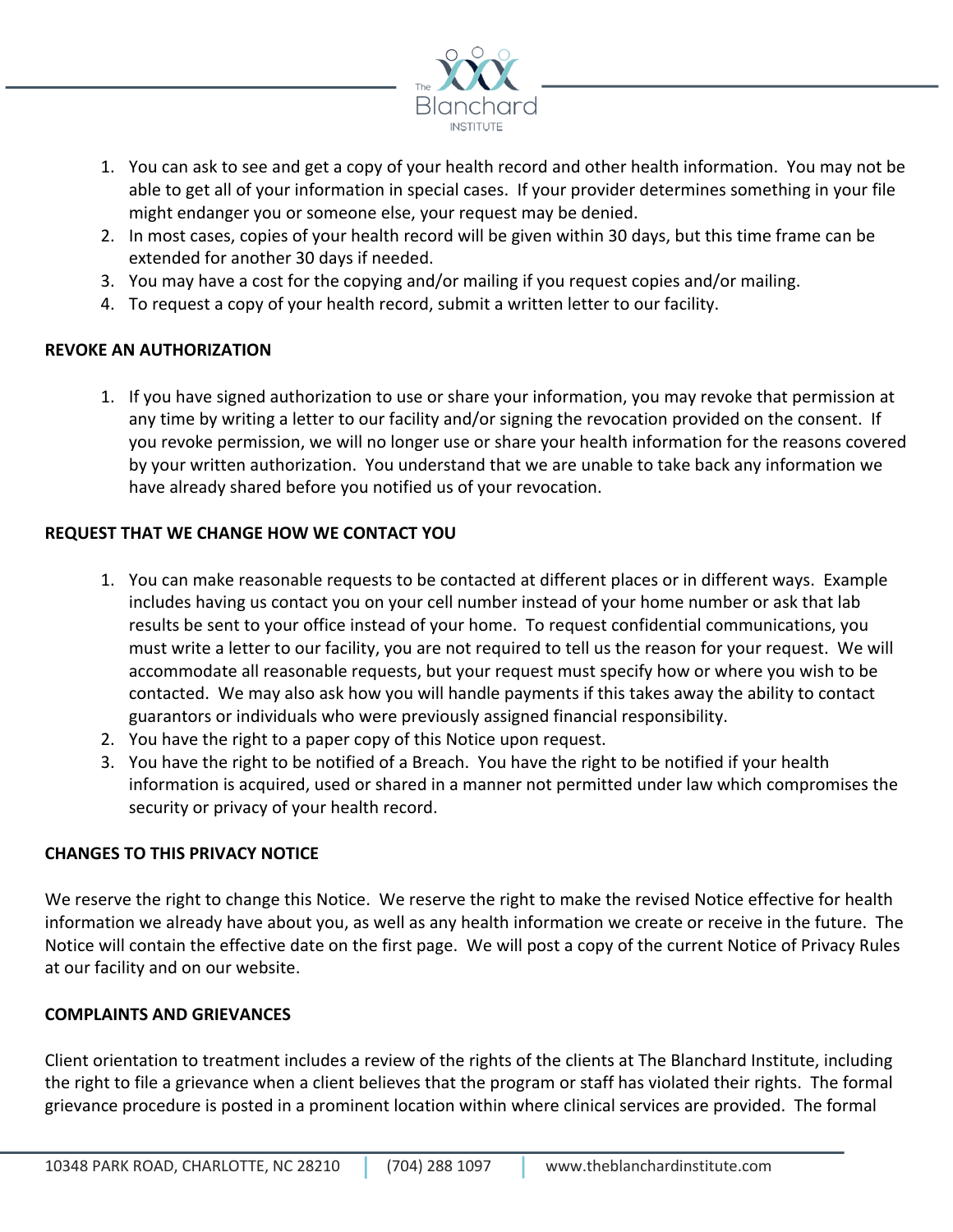1. You can ask to see and get a copy of your health record and other health information. You may not be able to get all of your information in special cases. If your provider determines something in your file might endanger you or someone else, your request may be denied.
2. In most cases, copies of your health record will be given within 30 days, but this time frame can be extended for another 30 days if needed.
3. You may have a cost for the copying and/or mailing if you request copies and/or mailing.
4. To request a copy of your health record, submit a written letter to our facility.

**REVOKE AN AUTHORIZATION**

1. If you have signed authorization to use or share your information, you may revoke that permission at any time by writing a letter to our facility and/or signing the revocation provided on the consent. If you revoke permission, we will no longer use or share your health information for the reasons covered by your written authorization. You understand that we are unable to take back any information we have already shared before you notified us of your revocation.

**REQUEST THAT WE CHANGE HOW WE CONTACT YOU**

1. You can make reasonable requests to be contacted at different places or in different ways. Example includes having us contact you on your cell number instead of your home number or ask that lab results be sent to your office instead of your home. To request confidential communications, you must write a letter to our facility, you are not required to tell us the reason for your request. We will accommodate all reasonable requests, but your request must specify how or where you wish to be contacted. We may also ask how you will handle payments if this takes away the ability to contact guarantors or individuals who were previously assigned financial responsibility.
2. You have the right to a paper copy of this Notice upon request.
3. You have the right to be notified of a Breach. You have the right to be notified if your health information is acquired, used or shared in a manner not permitted under law which compromises the security or privacy of your health record.

**CHANGES TO THIS PRIVACY NOTICE**

We reserve the right to change this Notice. We reserve the right to make the revised Notice effective for health information we already have about you, as well as any health information we create or receive in the future. The Notice will contain the effective date on the first page. We will post a copy of the current Notice of Privacy Rules at our facility and on our website.

**COMPLAINTS AND GRIEVANCES**

Client orientation to treatment includes a review of the rights of the clients at The Blanchard Institute, including the right to file a grievance when a client believes that the program or staff has violated their rights. The formal grievance procedure is posted in a prominent location within where clinical services are provided. The formal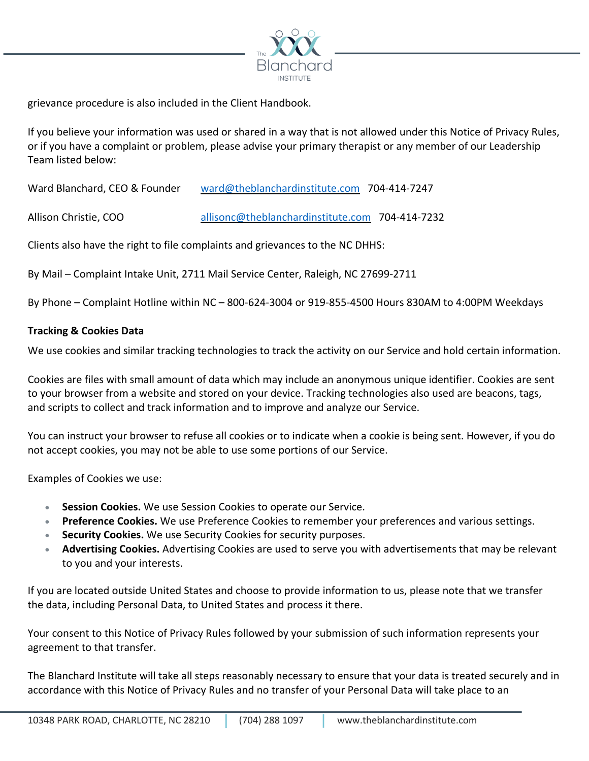grievance procedure is also included in the Client Handbook.

If you believe your information was used or shared in a way that is not allowed under this Notice of Privacy Rules, or if you have a complaint or problem, please advise your primary therapist or any member of our Leadership Team listed below:

Ward Blanchard, CEO & Founder    ward@theblanchardinstitute.com  704-414-7247

Allison Christie, COO    allisonc@theblanchardinstitute.com  704-414-7232

Clients also have the right to file complaints and grievances to the NC DHHS:

By Mail – Complaint Intake Unit, 2711 Mail Service Center, Raleigh, NC 27699-2711

By Phone – Complaint Hotline within NC – 800-624-3004 or 919-855-4500 Hours 830AM to 4:00PM Weekdays

**Tracking & Cookies Data**

We use cookies and similar tracking technologies to track the activity on our Service and hold certain information.

Cookies are files with small amount of data which may include an anonymous unique identifier. Cookies are sent to your browser from a website and stored on your device. Tracking technologies also used are beacons, tags, and scripts to collect and track information and to improve and analyze our Service.

You can instruct your browser to refuse all cookies or to indicate when a cookie is being sent. However, if you do not accept cookies, you may not be able to use some portions of our Service.

Examples of Cookies we use:

- **Session Cookies.** We use Session Cookies to operate our Service.
- **Preference Cookies.** We use Preference Cookies to remember your preferences and various settings.
- **Security Cookies.** We use Security Cookies for security purposes.
- **Advertising Cookies.** Advertising Cookies are used to serve you with advertisements that may be relevant to you and your interests.

If you are located outside United States and choose to provide information to us, please note that we transfer the data, including Personal Data, to United States and process it there.

Your consent to this Notice of Privacy Rules followed by your submission of such information represents your agreement to that transfer.

The Blanchard Institute will take all steps reasonably necessary to ensure that your data is treated securely and in accordance with this Notice of Privacy Rules and no transfer of your Personal Data will take place to an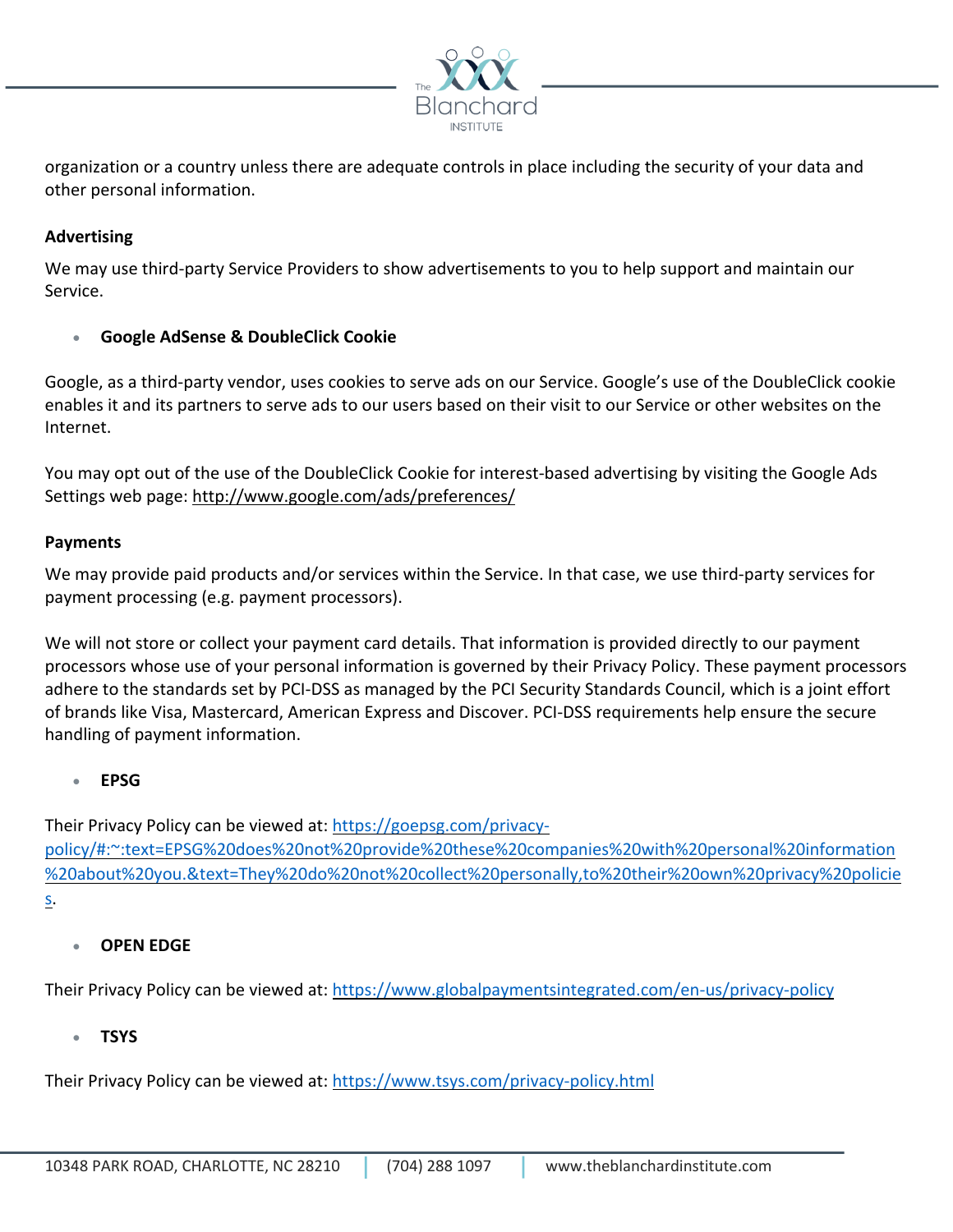organization or a country unless there are adequate controls in place including the security of your data and other personal information.

**Advertising**

We may use third-party Service Providers to show advertisements to you to help support and maintain our Service.

- **Google AdSense & DoubleClick Cookie**

Google, as a third-party vendor, uses cookies to serve ads on our Service. Google's use of the DoubleClick cookie enables it and its partners to serve ads to our users based on their visit to our Service or other websites on the Internet.

You may opt out of the use of the DoubleClick Cookie for interest-based advertising by visiting the Google Ads Settings web page: http://www.google.com/ads/preferences/

**Payments**

We may provide paid products and/or services within the Service. In that case, we use third-party services for payment processing (e.g. payment processors).

We will not store or collect your payment card details. That information is provided directly to our payment processors whose use of your personal information is governed by their Privacy Policy. These payment processors adhere to the standards set by PCI-DSS as managed by the PCI Security Standards Council, which is a joint effort of brands like Visa, Mastercard, American Express and Discover. PCI-DSS requirements help ensure the secure handling of payment information.

- **EPSG**

Their Privacy Policy can be viewed at: https://goepsg.com/privacy-policy/#:~:text=EPSG%20does%20not%20provide%20these%20companies%20with%20personal%20information%20about%20you.&text=They%20do%20not%20collect%20personally,to%20their%20own%20privacy%20policies.

- **OPEN EDGE**

Their Privacy Policy can be viewed at: https://www.globalpaymentsintegrated.com/en-us/privacy-policy

- **TSYS**

Their Privacy Policy can be viewed at: https://www.tsys.com/privacy-policy.html